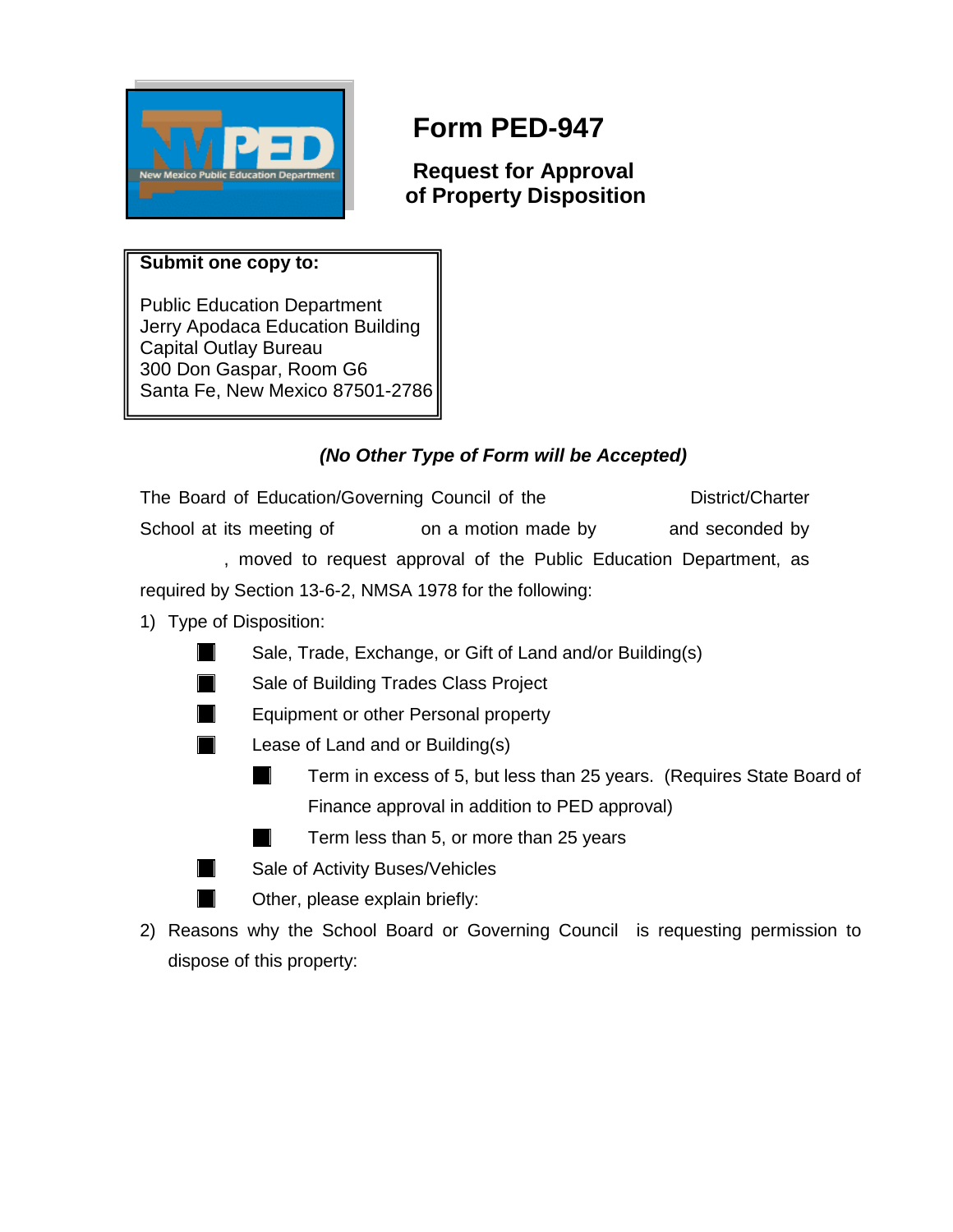# Form PED-947

## Request for Approval of Property Disposition

**Submit one copy to:**

Public Education Department
Jerry Apodaca Education Building
Capital Outlay Bureau
300 Don Gaspar, Room G6
Santa Fe, New Mexico 87501-2786

***(No Other Type of Form will be Accepted)***

The Board of Education/Governing Council of the District/Charter School at its meeting of on a motion made by and seconded by , moved to request approval of the Public Education Department, as required by Section 13-6-2, NMSA 1978 for the following:

1) Type of Disposition:
   - ☐ Sale, Trade, Exchange, or Gift of Land and/or Building(s)
   - ☐ Sale of Building Trades Class Project
   - ☐ Equipment or other Personal property
   - ☐ Lease of Land and or Building(s)
     - ☐ Term in excess of 5, but less than 25 years. (Requires State Board of Finance approval in addition to PED approval)
     - ☐ Term less than 5, or more than 25 years
   - ☐ Sale of Activity Buses/Vehicles
   - ☐ Other, please explain briefly:
2) Reasons why the School Board or Governing Council is requesting permission to dispose of this property: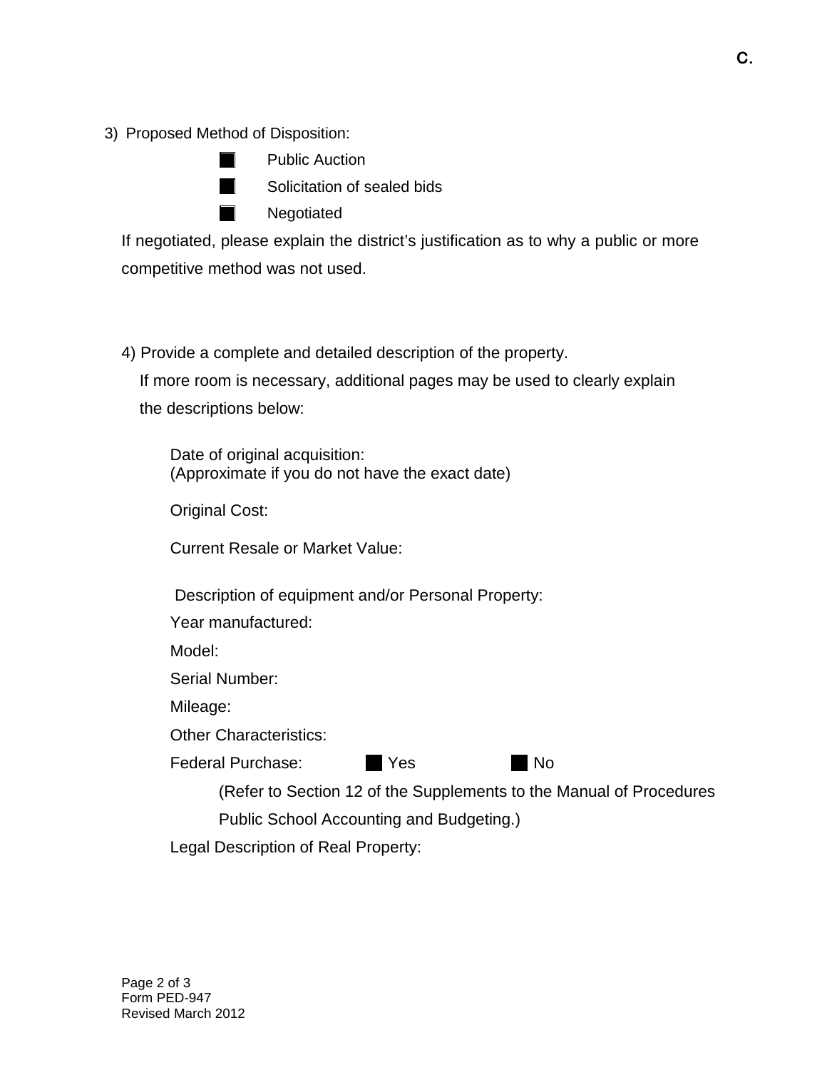C.

3) Proposed Method of Disposition:

- ☐ Public Auction
- ☐ Solicitation of sealed bids
- ☐ Negotiated

If negotiated, please explain the district's justification as to why a public or more competitive method was not used.

4) Provide a complete and detailed description of the property.
If more room is necessary, additional pages may be used to clearly explain the descriptions below:

Date of original acquisition:
(Approximate if you do not have the exact date)

Original Cost:

Current Resale or Market Value:

Description of equipment and/or Personal Property:

Year manufactured:

Model:

Serial Number:

Mileage:

Other Characteristics:

Federal Purchase: ☐ Yes ☐ No

(Refer to Section 12 of the Supplements to the Manual of Procedures Public School Accounting and Budgeting.)

Legal Description of Real Property:

Form PED-947
Revised March 2012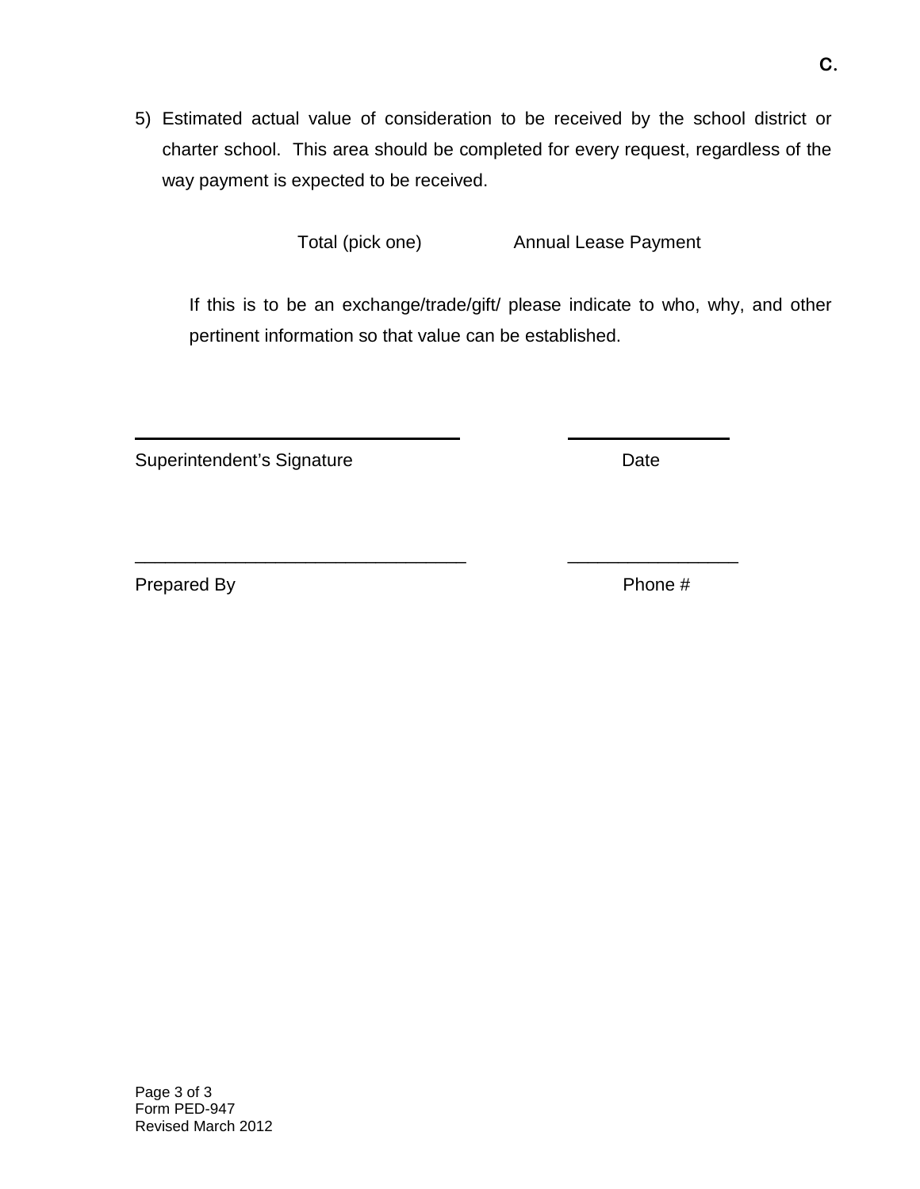C.

5) Estimated actual value of consideration to be received by the school district or charter school. This area should be completed for every request, regardless of the way payment is expected to be received.

Total (pick one) Annual Lease Payment

If this is to be an exchange/trade/gift/ please indicate to who, why, and other pertinent information so that value can be established.

________________________________ ________________

Superintendent's Signature Date

________________________________ ________________

Prepared By Phone #

Form PED-947
Revised March 2012